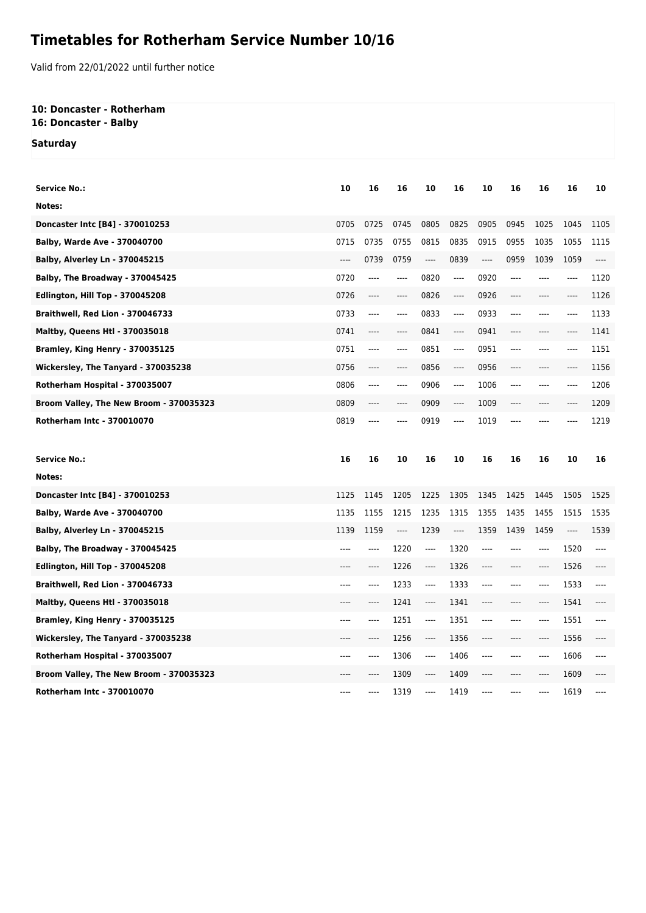# Timetables for Rotherham Service Number 10/16

Valid from 22/01/2022 until further notice

**10: Doncaster - Rotherham**
**16: Doncaster - Balby**

**Saturday**

| Service No.: | 10 | 16 | 16 | 10 | 16 | 10 | 16 | 16 | 16 | 10 |
|---|---|---|---|---|---|---|---|---|---|---|
| Notes: | | | | | | | | | | |
| Doncaster Intc [B4] - 370010253 | 0705 | 0725 | 0745 | 0805 | 0825 | 0905 | 0945 | 1025 | 1045 | 1105 |
| Balby, Warde Ave - 370040700 | 0715 | 0735 | 0755 | 0815 | 0835 | 0915 | 0955 | 1035 | 1055 | 1115 |
| Balby, Alverley Ln - 370045215 | ---- | 0739 | 0759 | ---- | 0839 | ---- | 0959 | 1039 | 1059 | ---- |
| Balby, The Broadway - 370045425 | 0720 | ---- | ---- | 0820 | ---- | 0920 | ---- | ---- | ---- | 1120 |
| Edlington, Hill Top - 370045208 | 0726 | ---- | ---- | 0826 | ---- | 0926 | ---- | ---- | ---- | 1126 |
| Braithwell, Red Lion - 370046733 | 0733 | ---- | ---- | 0833 | ---- | 0933 | ---- | ---- | ---- | 1133 |
| Maltby, Queens Htl - 370035018 | 0741 | ---- | ---- | 0841 | ---- | 0941 | ---- | ---- | ---- | 1141 |
| Bramley, King Henry - 370035125 | 0751 | ---- | ---- | 0851 | ---- | 0951 | ---- | ---- | ---- | 1151 |
| Wickersley, The Tanyard - 370035238 | 0756 | ---- | ---- | 0856 | ---- | 0956 | ---- | ---- | ---- | 1156 |
| Rotherham Hospital - 370035007 | 0806 | ---- | ---- | 0906 | ---- | 1006 | ---- | ---- | ---- | 1206 |
| Broom Valley, The New Broom - 370035323 | 0809 | ---- | ---- | 0909 | ---- | 1009 | ---- | ---- | ---- | 1209 |
| Rotherham Intc - 370010070 | 0819 | ---- | ---- | 0919 | ---- | 1019 | ---- | ---- | ---- | 1219 |

| Service No.: | 16 | 16 | 10 | 16 | 10 | 16 | 16 | 16 | 10 | 16 |
|---|---|---|---|---|---|---|---|---|---|---|
| Notes: | | | | | | | | | | |
| Doncaster Intc [B4] - 370010253 | 1125 | 1145 | 1205 | 1225 | 1305 | 1345 | 1425 | 1445 | 1505 | 1525 |
| Balby, Warde Ave - 370040700 | 1135 | 1155 | 1215 | 1235 | 1315 | 1355 | 1435 | 1455 | 1515 | 1535 |
| Balby, Alverley Ln - 370045215 | 1139 | 1159 | ---- | 1239 | ---- | 1359 | 1439 | 1459 | ---- | 1539 |
| Balby, The Broadway - 370045425 | ---- | ---- | 1220 | ---- | 1320 | ---- | ---- | ---- | 1520 | ---- |
| Edlington, Hill Top - 370045208 | ---- | ---- | 1226 | ---- | 1326 | ---- | ---- | ---- | 1526 | ---- |
| Braithwell, Red Lion - 370046733 | ---- | ---- | 1233 | ---- | 1333 | ---- | ---- | ---- | 1533 | ---- |
| Maltby, Queens Htl - 370035018 | ---- | ---- | 1241 | ---- | 1341 | ---- | ---- | ---- | 1541 | ---- |
| Bramley, King Henry - 370035125 | ---- | ---- | 1251 | ---- | 1351 | ---- | ---- | ---- | 1551 | ---- |
| Wickersley, The Tanyard - 370035238 | ---- | ---- | 1256 | ---- | 1356 | ---- | ---- | ---- | 1556 | ---- |
| Rotherham Hospital - 370035007 | ---- | ---- | 1306 | ---- | 1406 | ---- | ---- | ---- | 1606 | ---- |
| Broom Valley, The New Broom - 370035323 | ---- | ---- | 1309 | ---- | 1409 | ---- | ---- | ---- | 1609 | ---- |
| Rotherham Intc - 370010070 | ---- | ---- | 1319 | ---- | 1419 | ---- | ---- | ---- | 1619 | ---- |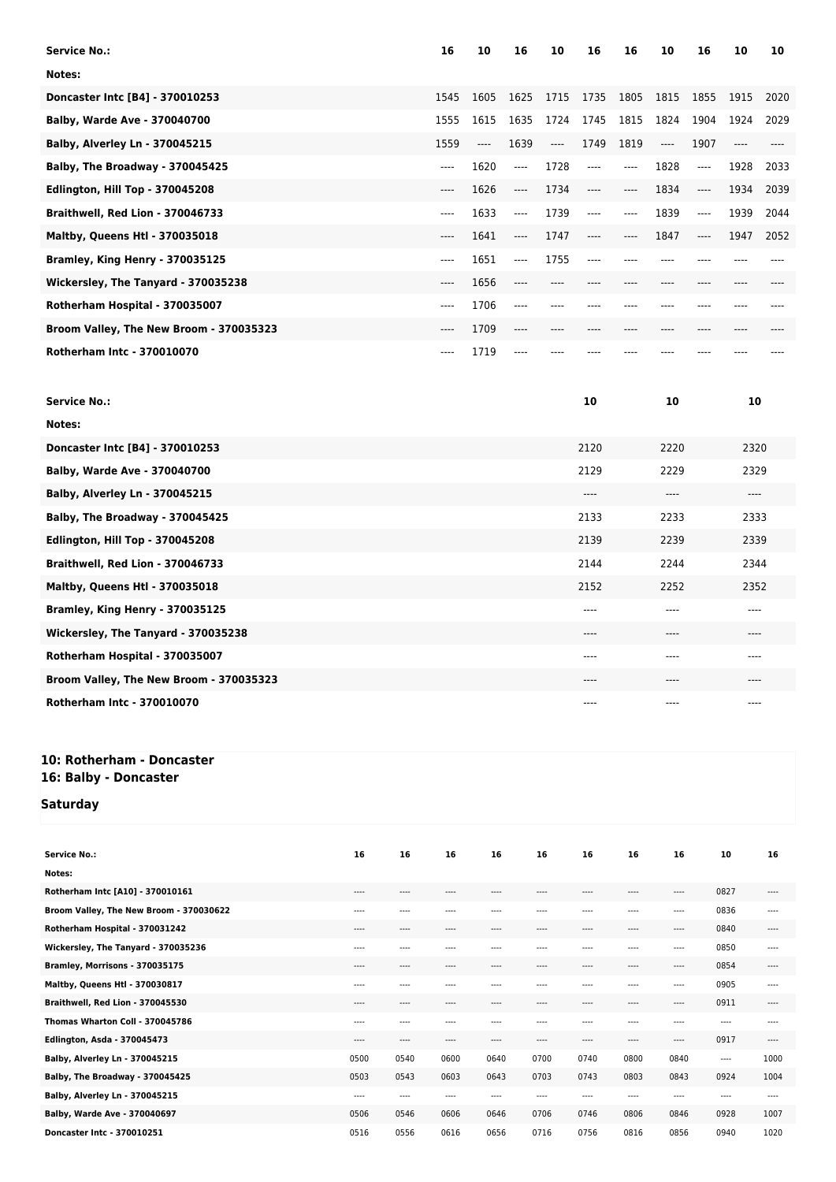| Service No.: | 16 | 10 | 16 | 10 | 16 | 16 | 10 | 16 | 10 | 10 |
|---|---|---|---|---|---|---|---|---|---|---|
| Notes: | | | | | | | | | | |
| Doncaster Intc [B4] - 370010253 | 1545 | 1605 | 1625 | 1715 | 1735 | 1805 | 1815 | 1855 | 1915 | 2020 |
| Balby, Warde Ave - 370040700 | 1555 | 1615 | 1635 | 1724 | 1745 | 1815 | 1824 | 1904 | 1924 | 2029 |
| Balby, Alverley Ln - 370045215 | 1559 | ---- | 1639 | ---- | 1749 | 1819 | ---- | 1907 | ---- | ---- |
| Balby, The Broadway - 370045425 | ---- | 1620 | ---- | 1728 | ---- | ---- | 1828 | ---- | 1928 | 2033 |
| Edlington, Hill Top - 370045208 | ---- | 1626 | ---- | 1734 | ---- | ---- | 1834 | ---- | 1934 | 2039 |
| Braithwell, Red Lion - 370046733 | ---- | 1633 | ---- | 1739 | ---- | ---- | 1839 | ---- | 1939 | 2044 |
| Maltby, Queens Htl - 370035018 | ---- | 1641 | ---- | 1747 | ---- | ---- | 1847 | ---- | 1947 | 2052 |
| Bramley, King Henry - 370035125 | ---- | 1651 | ---- | 1755 | ---- | ---- | ---- | ---- | ---- | ---- |
| Wickersley, The Tanyard - 370035238 | ---- | 1656 | ---- | ---- | ---- | ---- | ---- | ---- | ---- | ---- |
| Rotherham Hospital - 370035007 | ---- | 1706 | ---- | ---- | ---- | ---- | ---- | ---- | ---- | ---- |
| Broom Valley, The New Broom - 370035323 | ---- | 1709 | ---- | ---- | ---- | ---- | ---- | ---- | ---- | ---- |
| Rotherham Intc - 370010070 | ---- | 1719 | ---- | ---- | ---- | ---- | ---- | ---- | ---- | ---- |

| Service No.: | 10 | 10 | 10 |
|---|---|---|---|
| Notes: | | | |
| Doncaster Intc [B4] - 370010253 | 2120 | 2220 | 2320 |
| Balby, Warde Ave - 370040700 | 2129 | 2229 | 2329 |
| Balby, Alverley Ln - 370045215 | ---- | ---- | ---- |
| Balby, The Broadway - 370045425 | 2133 | 2233 | 2333 |
| Edlington, Hill Top - 370045208 | 2139 | 2239 | 2339 |
| Braithwell, Red Lion - 370046733 | 2144 | 2244 | 2344 |
| Maltby, Queens Htl - 370035018 | 2152 | 2252 | 2352 |
| Bramley, King Henry - 370035125 | ---- | ---- | ---- |
| Wickersley, The Tanyard - 370035238 | ---- | ---- | ---- |
| Rotherham Hospital - 370035007 | ---- | ---- | ---- |
| Broom Valley, The New Broom - 370035323 | ---- | ---- | ---- |
| Rotherham Intc - 370010070 | ---- | ---- | ---- |

## 10: Rotherham - Doncaster
## 16: Balby - Doncaster

### Saturday

| Service No.: | 16 | 16 | 16 | 16 | 16 | 16 | 16 | 16 | 10 | 16 |
|---|---|---|---|---|---|---|---|---|---|---|
| Notes: | | | | | | | | | | |
| Rotherham Intc [A10] - 370010161 | ---- | ---- | ---- | ---- | ---- | ---- | ---- | ---- | 0827 | ---- |
| Broom Valley, The New Broom - 370030622 | ---- | ---- | ---- | ---- | ---- | ---- | ---- | ---- | 0836 | ---- |
| Rotherham Hospital - 370031242 | ---- | ---- | ---- | ---- | ---- | ---- | ---- | ---- | 0840 | ---- |
| Wickersley, The Tanyard - 370035236 | ---- | ---- | ---- | ---- | ---- | ---- | ---- | ---- | 0850 | ---- |
| Bramley, Morrisons - 370035175 | ---- | ---- | ---- | ---- | ---- | ---- | ---- | ---- | 0854 | ---- |
| Maltby, Queens Htl - 370030817 | ---- | ---- | ---- | ---- | ---- | ---- | ---- | ---- | 0905 | ---- |
| Braithwell, Red Lion - 370045530 | ---- | ---- | ---- | ---- | ---- | ---- | ---- | ---- | 0911 | ---- |
| Thomas Wharton Coll - 370045786 | ---- | ---- | ---- | ---- | ---- | ---- | ---- | ---- | ---- | ---- |
| Edlington, Asda - 370045473 | ---- | ---- | ---- | ---- | ---- | ---- | ---- | ---- | 0917 | ---- |
| Balby, Alverley Ln - 370045215 | 0500 | 0540 | 0600 | 0640 | 0700 | 0740 | 0800 | 0840 | ---- | 1000 |
| Balby, The Broadway - 370045425 | 0503 | 0543 | 0603 | 0643 | 0703 | 0743 | 0803 | 0843 | 0924 | 1004 |
| Balby, Alverley Ln - 370045215 | ---- | ---- | ---- | ---- | ---- | ---- | ---- | ---- | ---- | ---- |
| Balby, Warde Ave - 370040697 | 0506 | 0546 | 0606 | 0646 | 0706 | 0746 | 0806 | 0846 | 0928 | 1007 |
| Doncaster Intc - 370010251 | 0516 | 0556 | 0616 | 0656 | 0716 | 0756 | 0816 | 0856 | 0940 | 1020 |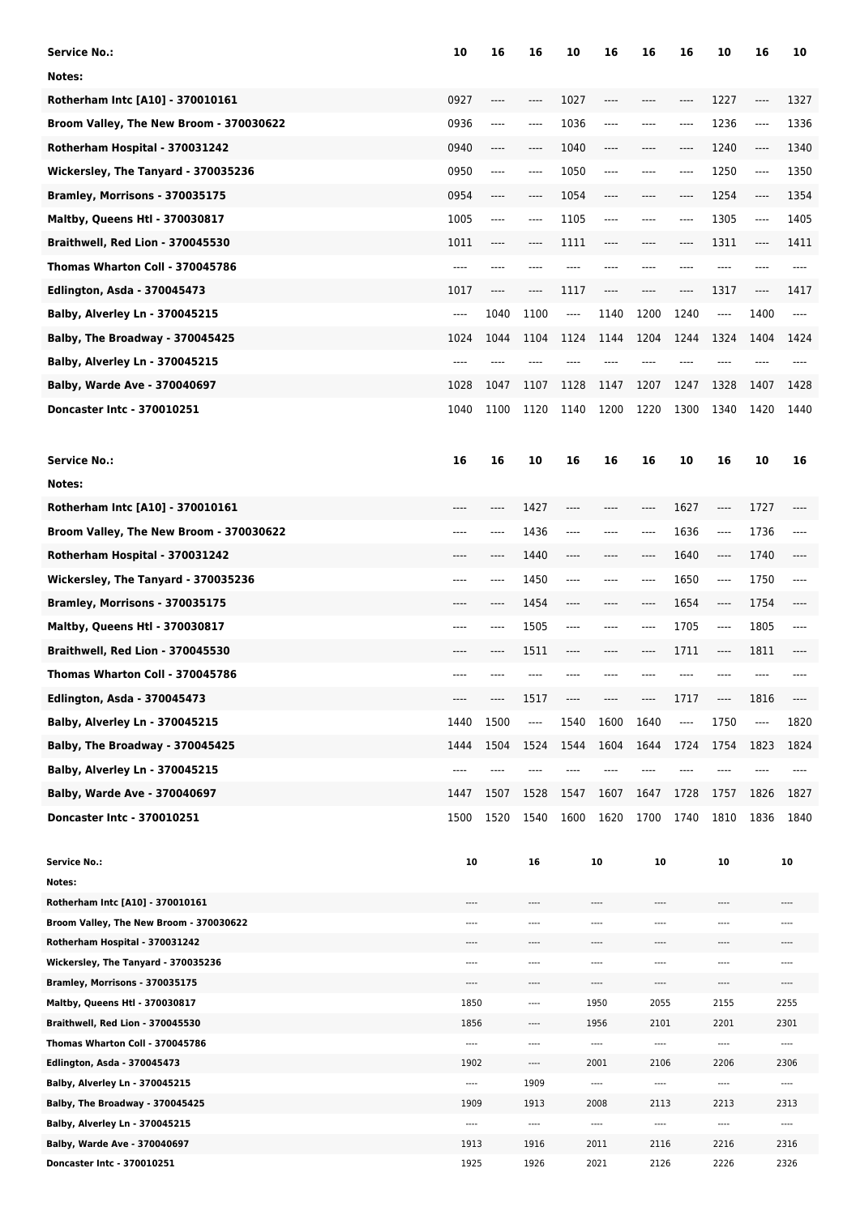| Service No.: | 10 | 16 | 16 | 10 | 16 | 16 | 16 | 10 | 16 | 10 |
|---|---|---|---|---|---|---|---|---|---|---|
| Notes: | | | | | | | | | | |
| Rotherham Intc [A10] - 370010161 | 0927 | ---- | ---- | 1027 | ---- | ---- | ---- | 1227 | ---- | 1327 |
| Broom Valley, The New Broom - 370030622 | 0936 | ---- | ---- | 1036 | ---- | ---- | ---- | 1236 | ---- | 1336 |
| Rotherham Hospital - 370031242 | 0940 | ---- | ---- | 1040 | ---- | ---- | ---- | 1240 | ---- | 1340 |
| Wickersley, The Tanyard - 370035236 | 0950 | ---- | ---- | 1050 | ---- | ---- | ---- | 1250 | ---- | 1350 |
| Bramley, Morrisons - 370035175 | 0954 | ---- | ---- | 1054 | ---- | ---- | ---- | 1254 | ---- | 1354 |
| Maltby, Queens Htl - 370030817 | 1005 | ---- | ---- | 1105 | ---- | ---- | ---- | 1305 | ---- | 1405 |
| Braithwell, Red Lion - 370045530 | 1011 | ---- | ---- | 1111 | ---- | ---- | ---- | 1311 | ---- | 1411 |
| Thomas Wharton Coll - 370045786 | ---- | ---- | ---- | ---- | ---- | ---- | ---- | ---- | ---- | ---- |
| Edlington, Asda - 370045473 | 1017 | ---- | ---- | 1117 | ---- | ---- | ---- | 1317 | ---- | 1417 |
| Balby, Alverley Ln - 370045215 | ---- | 1040 | 1100 | ---- | 1140 | 1200 | 1240 | ---- | 1400 | ---- |
| Balby, The Broadway - 370045425 | 1024 | 1044 | 1104 | 1124 | 1144 | 1204 | 1244 | 1324 | 1404 | 1424 |
| Balby, Alverley Ln - 370045215 | ---- | ---- | ---- | ---- | ---- | ---- | ---- | ---- | ---- | ---- |
| Balby, Warde Ave - 370040697 | 1028 | 1047 | 1107 | 1128 | 1147 | 1207 | 1247 | 1328 | 1407 | 1428 |
| Doncaster Intc - 370010251 | 1040 | 1100 | 1120 | 1140 | 1200 | 1220 | 1300 | 1340 | 1420 | 1440 |

| Service No.: | 16 | 16 | 10 | 16 | 16 | 16 | 10 | 16 | 10 | 16 |
|---|---|---|---|---|---|---|---|---|---|---|
| Notes: | | | | | | | | | | |
| Rotherham Intc [A10] - 370010161 | ---- | ---- | 1427 | ---- | ---- | ---- | 1627 | ---- | 1727 | ---- |
| Broom Valley, The New Broom - 370030622 | ---- | ---- | 1436 | ---- | ---- | ---- | 1636 | ---- | 1736 | ---- |
| Rotherham Hospital - 370031242 | ---- | ---- | 1440 | ---- | ---- | ---- | 1640 | ---- | 1740 | ---- |
| Wickersley, The Tanyard - 370035236 | ---- | ---- | 1450 | ---- | ---- | ---- | 1650 | ---- | 1750 | ---- |
| Bramley, Morrisons - 370035175 | ---- | ---- | 1454 | ---- | ---- | ---- | 1654 | ---- | 1754 | ---- |
| Maltby, Queens Htl - 370030817 | ---- | ---- | 1505 | ---- | ---- | ---- | 1705 | ---- | 1805 | ---- |
| Braithwell, Red Lion - 370045530 | ---- | ---- | 1511 | ---- | ---- | ---- | 1711 | ---- | 1811 | ---- |
| Thomas Wharton Coll - 370045786 | ---- | ---- | ---- | ---- | ---- | ---- | ---- | ---- | ---- | ---- |
| Edlington, Asda - 370045473 | ---- | ---- | 1517 | ---- | ---- | ---- | 1717 | ---- | 1816 | ---- |
| Balby, Alverley Ln - 370045215 | 1440 | 1500 | ---- | 1540 | 1600 | 1640 | ---- | 1750 | ---- | 1820 |
| Balby, The Broadway - 370045425 | 1444 | 1504 | 1524 | 1544 | 1604 | 1644 | 1724 | 1754 | 1823 | 1824 |
| Balby, Alverley Ln - 370045215 | ---- | ---- | ---- | ---- | ---- | ---- | ---- | ---- | ---- | ---- |
| Balby, Warde Ave - 370040697 | 1447 | 1507 | 1528 | 1547 | 1607 | 1647 | 1728 | 1757 | 1826 | 1827 |
| Doncaster Intc - 370010251 | 1500 | 1520 | 1540 | 1600 | 1620 | 1700 | 1740 | 1810 | 1836 | 1840 |

| Service No.: | 10 | 16 | 10 | 10 | 10 | 10 |
|---|---|---|---|---|---|---|
| Notes: | | | | | | |
| Rotherham Intc [A10] - 370010161 | ---- | ---- | ---- | ---- | ---- | ---- |
| Broom Valley, The New Broom - 370030622 | ---- | ---- | ---- | ---- | ---- | ---- |
| Rotherham Hospital - 370031242 | ---- | ---- | ---- | ---- | ---- | ---- |
| Wickersley, The Tanyard - 370035236 | ---- | ---- | ---- | ---- | ---- | ---- |
| Bramley, Morrisons - 370035175 | ---- | ---- | ---- | ---- | ---- | ---- |
| Maltby, Queens Htl - 370030817 | 1850 | ---- | 1950 | 2055 | 2155 | 2255 |
| Braithwell, Red Lion - 370045530 | 1856 | ---- | 1956 | 2101 | 2201 | 2301 |
| Thomas Wharton Coll - 370045786 | ---- | ---- | ---- | ---- | ---- | ---- |
| Edlington, Asda - 370045473 | 1902 | ---- | 2001 | 2106 | 2206 | 2306 |
| Balby, Alverley Ln - 370045215 | ---- | 1909 | ---- | ---- | ---- | ---- |
| Balby, The Broadway - 370045425 | 1909 | 1913 | 2008 | 2113 | 2213 | 2313 |
| Balby, Alverley Ln - 370045215 | ---- | ---- | ---- | ---- | ---- | ---- |
| Balby, Warde Ave - 370040697 | 1913 | 1916 | 2011 | 2116 | 2216 | 2316 |
| Doncaster Intc - 370010251 | 1925 | 1926 | 2021 | 2126 | 2226 | 2326 |